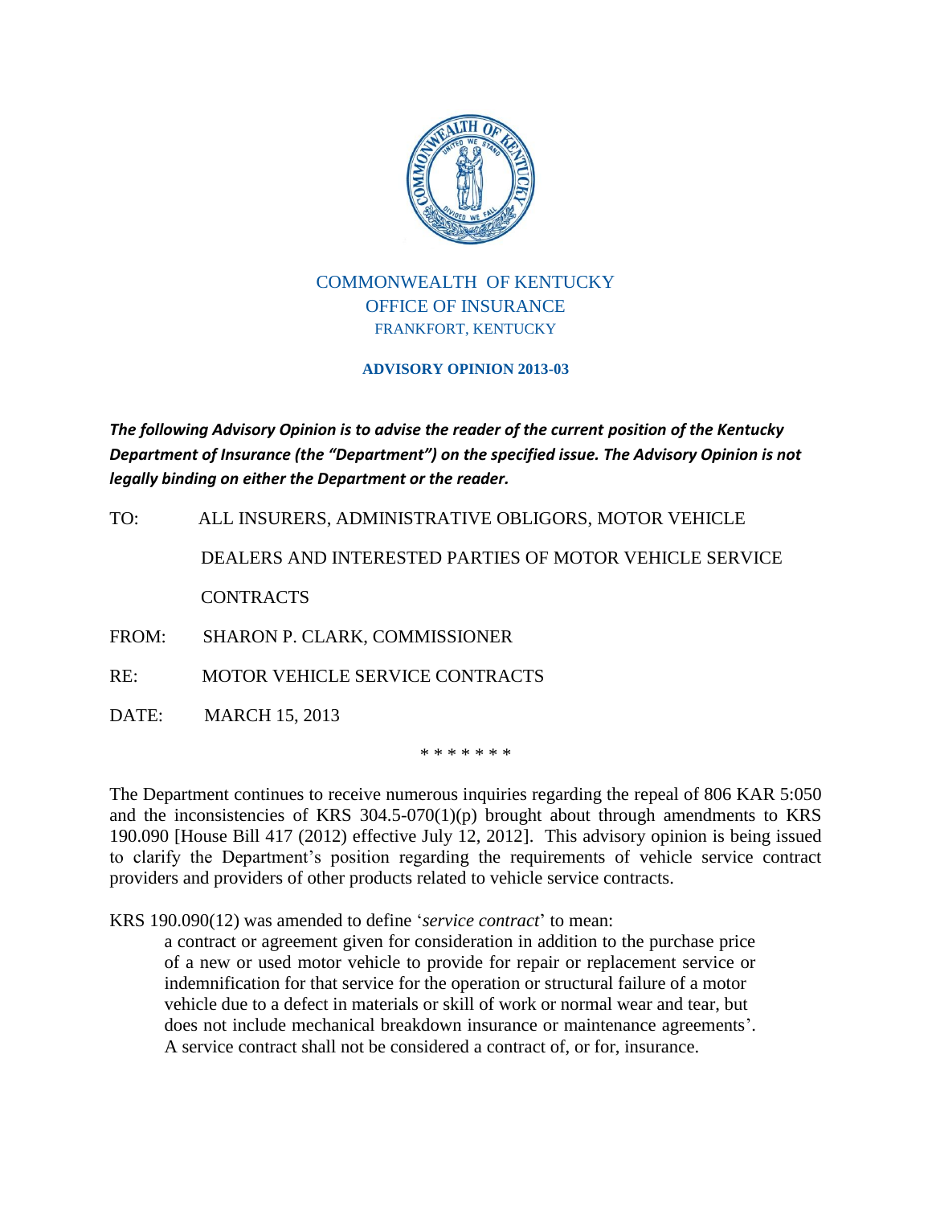COMMONWEALTH OF KENTUCKY
OFFICE OF INSURANCE
FRANKFORT, KENTUCKY

**ADVISORY OPINION 2013-03**

***The following Advisory Opinion is to advise the reader of the current position of the Kentucky Department of Insurance (the "Department") on the specified issue. The Advisory Opinion is not legally binding on either the Department or the reader.***

TO: ALL INSURERS, ADMINISTRATIVE OBLIGORS, MOTOR VEHICLE DEALERS AND INTERESTED PARTIES OF MOTOR VEHICLE SERVICE CONTRACTS

FROM: SHARON P. CLARK, COMMISSIONER

RE: MOTOR VEHICLE SERVICE CONTRACTS

DATE: MARCH 15, 2013

\* \* \* \* \* \* \*

The Department continues to receive numerous inquiries regarding the repeal of 806 KAR 5:050 and the inconsistencies of KRS 304.5-070(1)(p) brought about through amendments to KRS 190.090 [House Bill 417 (2012) effective July 12, 2012]. This advisory opinion is being issued to clarify the Department's position regarding the requirements of vehicle service contract providers and providers of other products related to vehicle service contracts.

KRS 190.090(12) was amended to define '*service contract*' to mean:

> a contract or agreement given for consideration in addition to the purchase price of a new or used motor vehicle to provide for repair or replacement service or indemnification for that service for the operation or structural failure of a motor vehicle due to a defect in materials or skill of work or normal wear and tear, but does not include mechanical breakdown insurance or maintenance agreements'. A service contract shall not be considered a contract of, or for, insurance.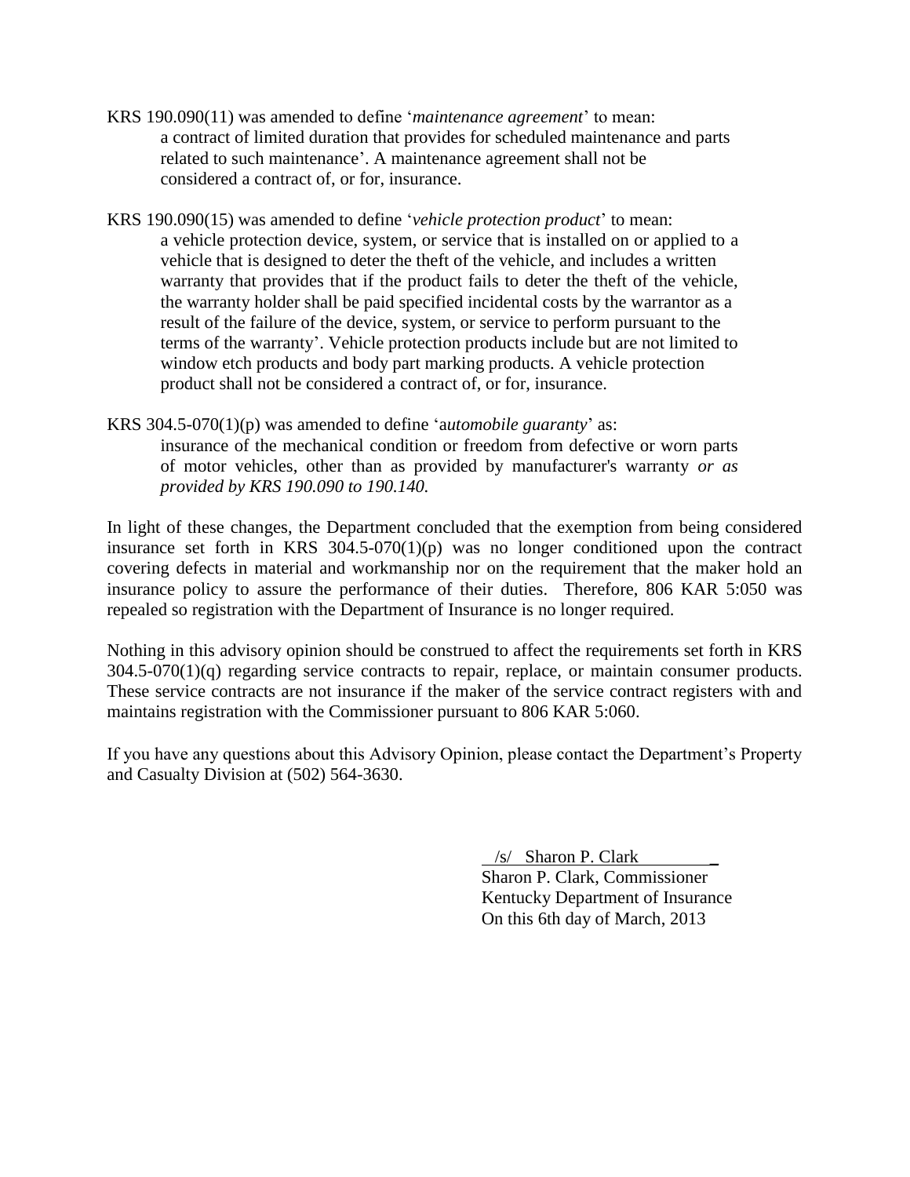KRS 190.090(11) was amended to define '*maintenance agreement*' to mean:

> a contract of limited duration that provides for scheduled maintenance and parts related to such maintenance'. A maintenance agreement shall not be considered a contract of, or for, insurance.

KRS 190.090(15) was amended to define '*vehicle protection product*' to mean:

> a vehicle protection device, system, or service that is installed on or applied to a vehicle that is designed to deter the theft of the vehicle, and includes a written warranty that provides that if the product fails to deter the theft of the vehicle, the warranty holder shall be paid specified incidental costs by the warrantor as a result of the failure of the device, system, or service to perform pursuant to the terms of the warranty'. Vehicle protection products include but are not limited to window etch products and body part marking products. A vehicle protection product shall not be considered a contract of, or for, insurance.

KRS 304.5-070(1)(p) was amended to define 'a*utomobile guaranty*' as:

> insurance of the mechanical condition or freedom from defective or worn parts of motor vehicles, other than as provided by manufacturer's warranty *or as provided by KRS 190.090 to 190.140.*

In light of these changes, the Department concluded that the exemption from being considered insurance set forth in KRS 304.5-070(1)(p) was no longer conditioned upon the contract covering defects in material and workmanship nor on the requirement that the maker hold an insurance policy to assure the performance of their duties. Therefore, 806 KAR 5:050 was repealed so registration with the Department of Insurance is no longer required.

Nothing in this advisory opinion should be construed to affect the requirements set forth in KRS 304.5-070(1)(q) regarding service contracts to repair, replace, or maintain consumer products. These service contracts are not insurance if the maker of the service contract registers with and maintains registration with the Commissioner pursuant to 806 KAR 5:060.

If you have any questions about this Advisory Opinion, please contact the Department's Property and Casualty Division at (502) 564-3630.

/s/ Sharon P. Clark

Sharon P. Clark, Commissioner
Kentucky Department of Insurance
On this 6th day of March, 2013